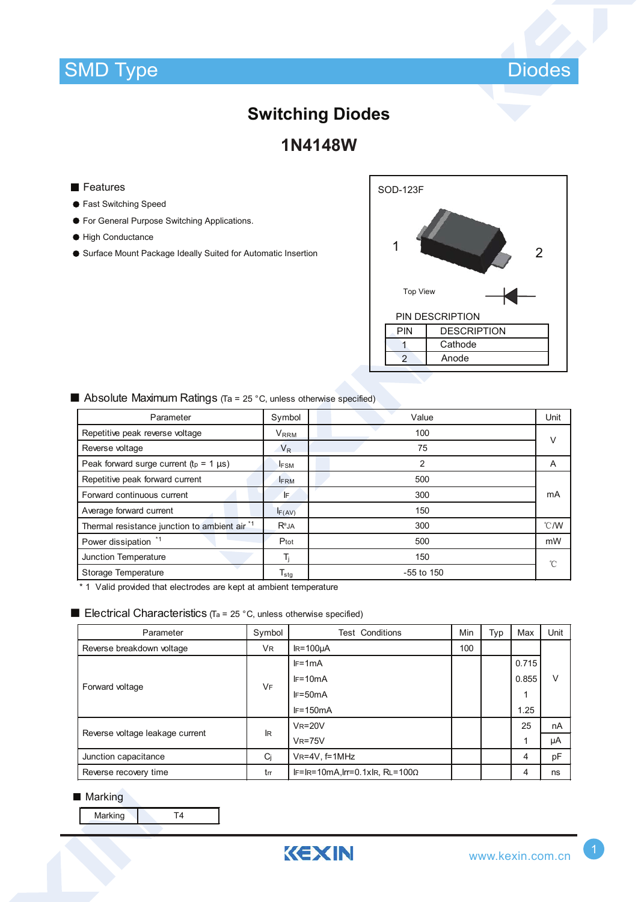SMD Type　　　　　　　　　　　　　　　　　　　　　　Diodes

# Switching Diodes

# 1N4148W

## Features

- Fast Switching Speed
- For General Purpose Switching Applications.
- High Conductance
- Surface Mount Package Ideally Suited for Automatic Insertion

SOD-123F

1　　2

Top View

PIN DESCRIPTION

| PIN | DESCRIPTION |
|---|---|
| 1 | Cathode |
| 2 | Anode |

## Absolute Maximum Ratings (Ta = 25 °C, unless otherwise specified)

| Parameter | Symbol | Value | Unit |
|---|---|---|---|
| Repetitive peak reverse voltage | $V_{RRM}$ | 100 | V |
| Reverse voltage | $V_R$ | 75 | V |
| Peak forward surge current ($t_p$ = 1 µs) | $I_{FSM}$ | 2 | A |
| Repetitive peak forward current | $I_{FRM}$ | 500 | mA |
| Forward continuous current | $I_F$ | 300 | mA |
| Average forward current | $I_{F(AV)}$ | 150 | mA |
| Thermal resistance junction to ambient air [*1] | $R_{\theta JA}$ | 300 | ℃/W |
| Power dissipation [*1] | $P_{tot}$ | 500 | mW |
| Junction Temperature | $T_j$ | 150 | ℃ |
| Storage Temperature | $T_{stg}$ | -55 to 150 | ℃ |

\* 1 Valid provided that electrodes are kept at ambient temperature

## Electrical Characteristics (Ta = 25 °C, unless otherwise specified)

| Parameter | Symbol | Test Conditions | Min | Typ | Max | Unit |
|---|---|---|---|---|---|---|
| Reverse breakdown voltage | $V_R$ | $I_R$=100µA | 100 | | | V |
| Forward voltage | $V_F$ | $I_F$=1mA | | | 0.715 | V |
| | | $I_F$=10mA | | | 0.855 | V |
| | | $I_F$=50mA | | | 1 | V |
| | | $I_F$=150mA | | | 1.25 | V |
| Reverse voltage leakage current | $I_R$ | $V_R$=20V | | | 25 | nA |
| | | $V_R$=75V | | | 1 | µA |
| Junction capacitance | $C_j$ | $V_R$=4V, f=1MHz | | | 4 | pF |
| Reverse recovery time | $t_{rr}$ | $I_F$=$I_R$=10mA,$I_{rr}$=0.1x$I_R$, $R_L$=100Ω | | | 4 | ns |

## Marking

| Marking | T4 |
|---|---|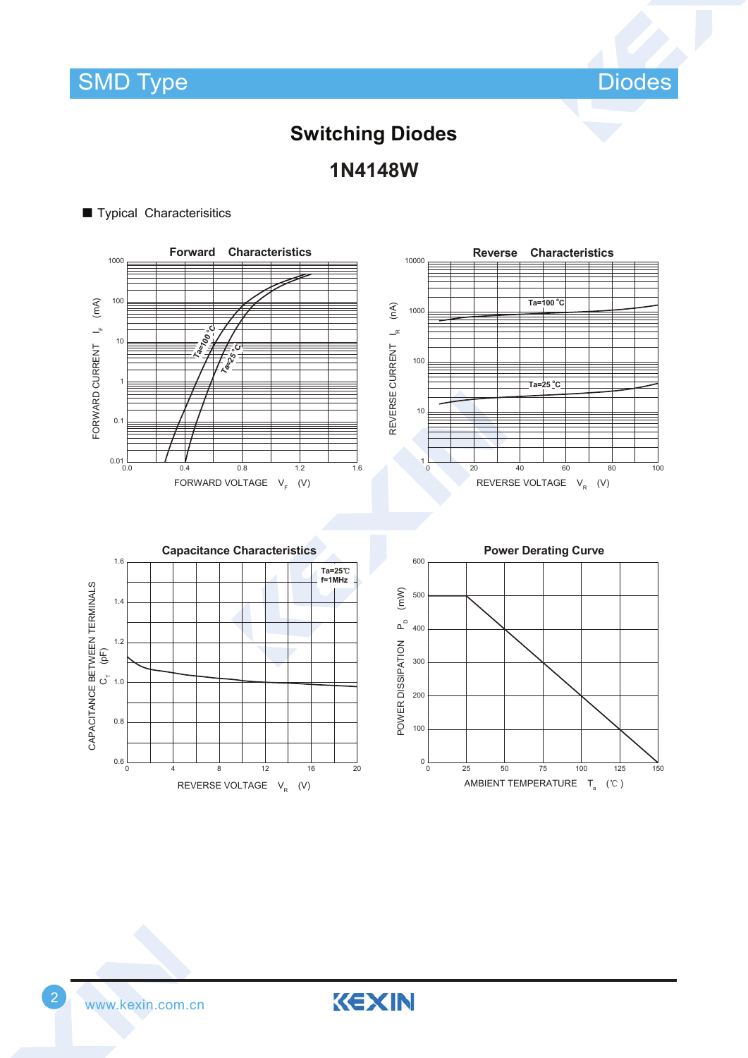# Switching Diodes

## 1N4148W

■ Typical Characterisitics

**Forward Characteristics**

FORWARD CURRENT $I_F$ (mA)

FORWARD VOLTAGE $V_F$ (V)

Ta=100°C

Ta=25°C

**Reverse Characteristics**

REVERSE CURRENT $I_R$ (nA)

REVERSE VOLTAGE $V_R$ (V)

Ta=100°C

Ta=25°C

**Capacitance Characteristics**

CAPACITANCE BETWEEN TERMINALS $C_T$ (pF)

REVERSE VOLTAGE $V_R$ (V)

Ta=25℃
f=1MHz

**Power Derating Curve**

POWER DISSIPATION $P_D$ (mW)

AMBIENT TEMPERATURE $T_a$ (℃)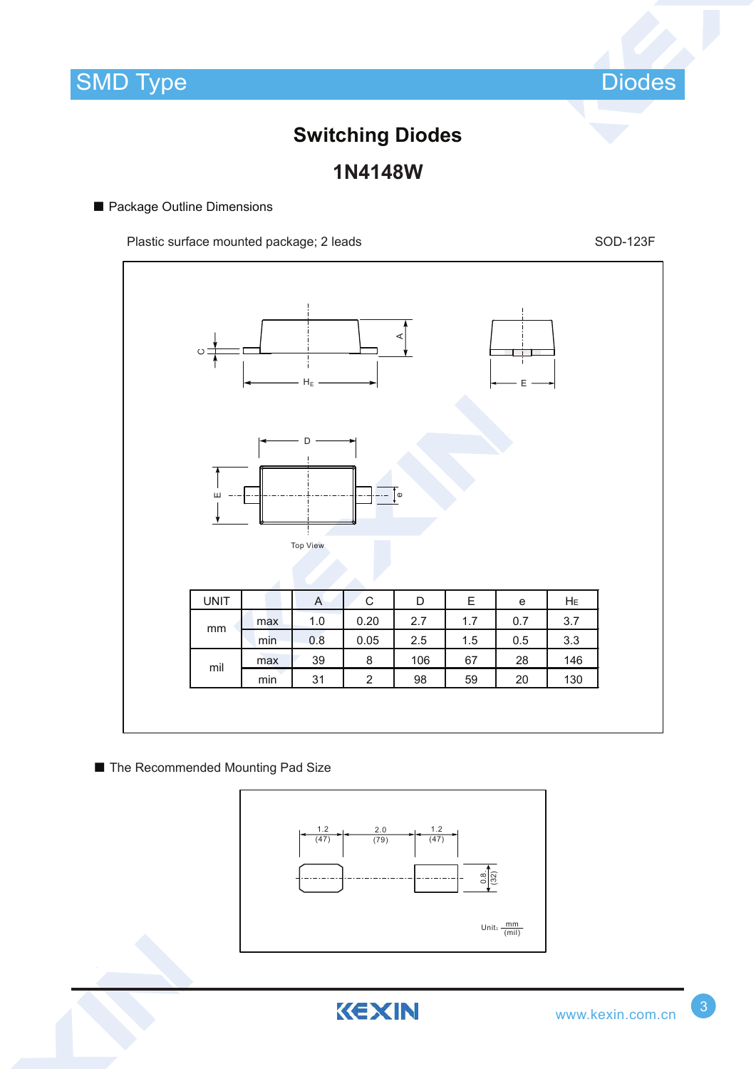# Switching Diodes

## 1N4148W

■ Package Outline Dimensions

Plastic surface mounted package; 2 leads

SOD-123F

C

A

$H_E$

E

D

E

e

Top View

| UNIT | | A | C | D | E | e | $H_E$ |
|---|---|---|---|---|---|---|---|
| mm | max | 1.0 | 0.20 | 2.7 | 1.7 | 0.7 | 3.7 |
| | min | 0.8 | 0.05 | 2.5 | 1.5 | 0.5 | 3.3 |
| mil | max | 39 | 8 | 106 | 67 | 28 | 146 |
| | min | 31 | 2 | 98 | 59 | 20 | 130 |

■ The Recommended Mounting Pad Size

1.2 (47)

2.0 (79)

1.2 (47)

0.8 (32)

Unit: mm / (mil)